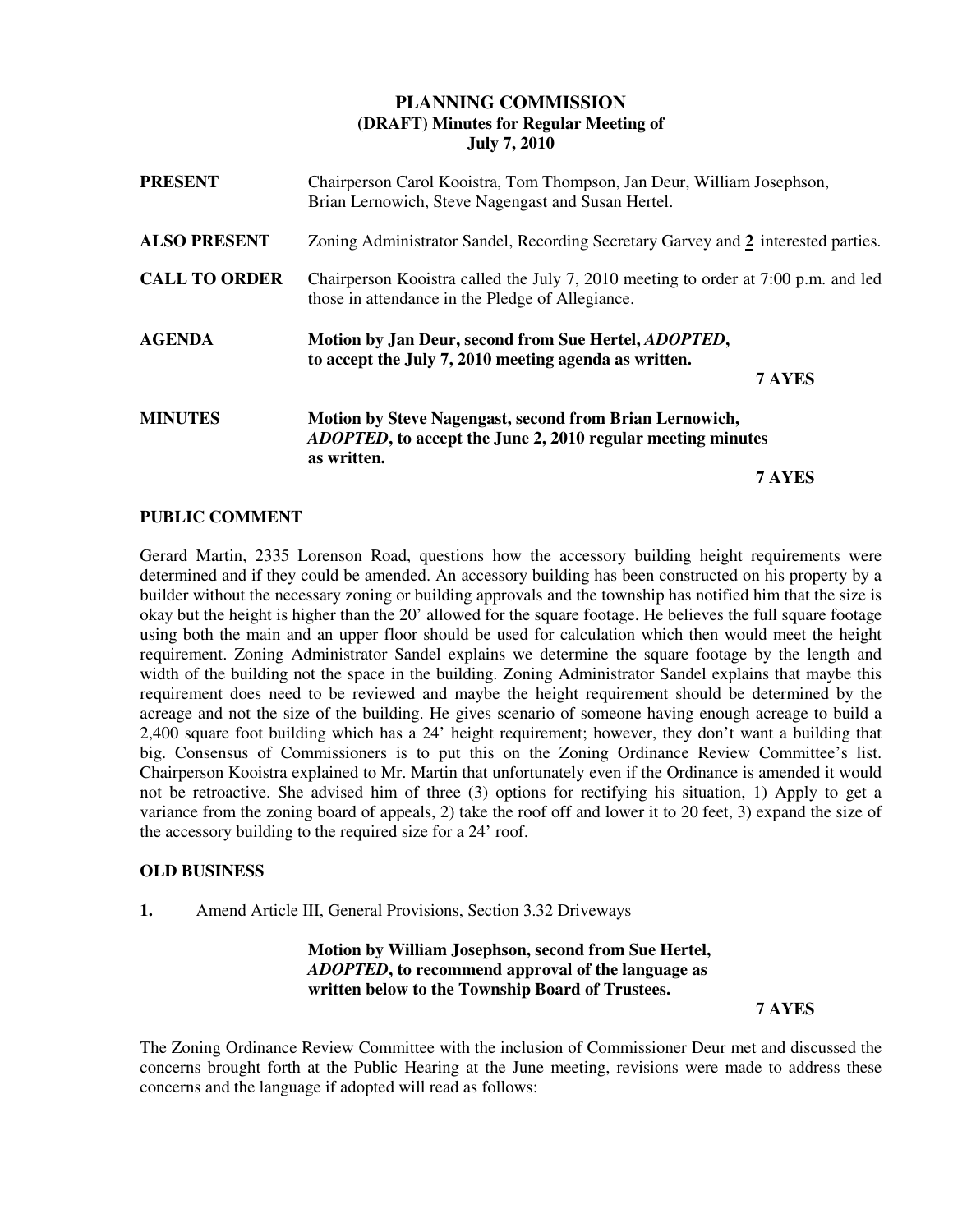# PLANNING COMMISSION
## (DRAFT) Minutes for Regular Meeting of
## July 7, 2010

**PRESENT** Chairperson Carol Kooistra, Tom Thompson, Jan Deur, William Josephson, Brian Lernowich, Steve Nagengast and Susan Hertel.

**ALSO PRESENT** Zoning Administrator Sandel, Recording Secretary Garvey and **2** interested parties.

**CALL TO ORDER** Chairperson Kooistra called the July 7, 2010 meeting to order at 7:00 p.m. and led those in attendance in the Pledge of Allegiance.

**AGENDA** **Motion by Jan Deur, second from Sue Hertel, *ADOPTED*, to accept the July 7, 2010 meeting agenda as written.**

**7 AYES**

**MINUTES** **Motion by Steve Nagengast, second from Brian Lernowich, *ADOPTED*, to accept the June 2, 2010 regular meeting minutes as written.**

**7 AYES**

**PUBLIC COMMENT**

Gerard Martin, 2335 Lorenson Road, questions how the accessory building height requirements were determined and if they could be amended. An accessory building has been constructed on his property by a builder without the necessary zoning or building approvals and the township has notified him that the size is okay but the height is higher than the 20' allowed for the square footage. He believes the full square footage using both the main and an upper floor should be used for calculation which then would meet the height requirement. Zoning Administrator Sandel explains we determine the square footage by the length and width of the building not the space in the building. Zoning Administrator Sandel explains that maybe this requirement does need to be reviewed and maybe the height requirement should be determined by the acreage and not the size of the building. He gives scenario of someone having enough acreage to build a 2,400 square foot building which has a 24' height requirement; however, they don't want a building that big. Consensus of Commissioners is to put this on the Zoning Ordinance Review Committee's list. Chairperson Kooistra explained to Mr. Martin that unfortunately even if the Ordinance is amended it would not be retroactive. She advised him of three (3) options for rectifying his situation, 1) Apply to get a variance from the zoning board of appeals, 2) take the roof off and lower it to 20 feet, 3) expand the size of the accessory building to the required size for a 24' roof.

**OLD BUSINESS**

**1.** Amend Article III, General Provisions, Section 3.32 Driveways

**Motion by William Josephson, second from Sue Hertel, *ADOPTED*, to recommend approval of the language as written below to the Township Board of Trustees.**

**7 AYES**

The Zoning Ordinance Review Committee with the inclusion of Commissioner Deur met and discussed the concerns brought forth at the Public Hearing at the June meeting, revisions were made to address these concerns and the language if adopted will read as follows: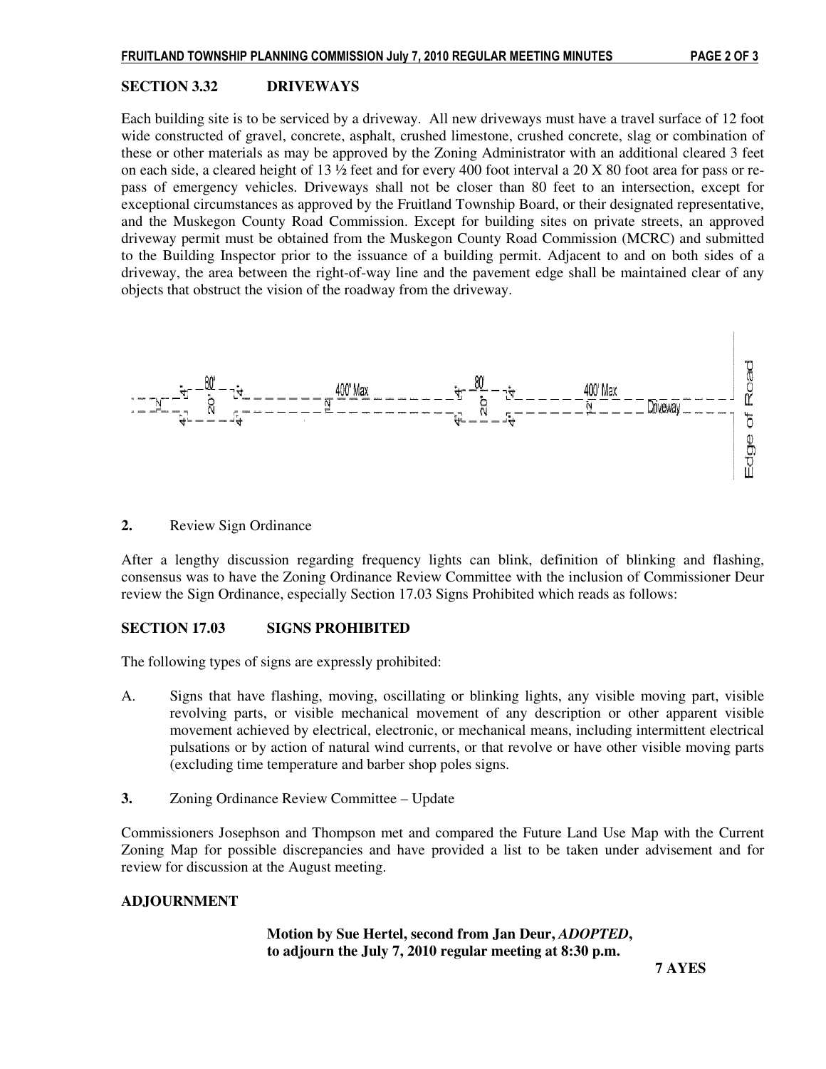### SECTION 3.32 DRIVEWAYS

Each building site is to be serviced by a driveway. All new driveways must have a travel surface of 12 foot wide constructed of gravel, concrete, asphalt, crushed limestone, crushed concrete, slag or combination of these or other materials as may be approved by the Zoning Administrator with an additional cleared 3 feet on each side, a cleared height of 13 ½ feet and for every 400 foot interval a 20 X 80 foot area for pass or re-pass of emergency vehicles. Driveways shall not be closer than 80 feet to an intersection, except for exceptional circumstances as approved by the Fruitland Township Board, or their designated representative, and the Muskegon County Road Commission. Except for building sites on private streets, an approved driveway permit must be obtained from the Muskegon County Road Commission (MCRC) and submitted to the Building Inspector prior to the issuance of a building permit. Adjacent to and on both sides of a driveway, the area between the right-of-way line and the pavement edge shall be maintained clear of any objects that obstruct the vision of the roadway from the driveway.

12' 4' 80' 4' 20' 4' 4' 12' 400' Max 4' 80' 4' 20' 4' 4' 12' 400' Max Driveway Edge of Road

**2.** Review Sign Ordinance

After a lengthy discussion regarding frequency lights can blink, definition of blinking and flashing, consensus was to have the Zoning Ordinance Review Committee with the inclusion of Commissioner Deur review the Sign Ordinance, especially Section 17.03 Signs Prohibited which reads as follows:

### SECTION 17.03 SIGNS PROHIBITED

The following types of signs are expressly prohibited:

A. Signs that have flashing, moving, oscillating or blinking lights, any visible moving part, visible revolving parts, or visible mechanical movement of any description or other apparent visible movement achieved by electrical, electronic, or mechanical means, including intermittent electrical pulsations or by action of natural wind currents, or that revolve or have other visible moving parts (excluding time temperature and barber shop poles signs.

**3.** Zoning Ordinance Review Committee – Update

Commissioners Josephson and Thompson met and compared the Future Land Use Map with the Current Zoning Map for possible discrepancies and have provided a list to be taken under advisement and for review for discussion at the August meeting.

### ADJOURNMENT

**Motion by Sue Hertel, second from Jan Deur, *ADOPTED*, to adjourn the July 7, 2010 regular meeting at 8:30 p.m.**

**7 AYES**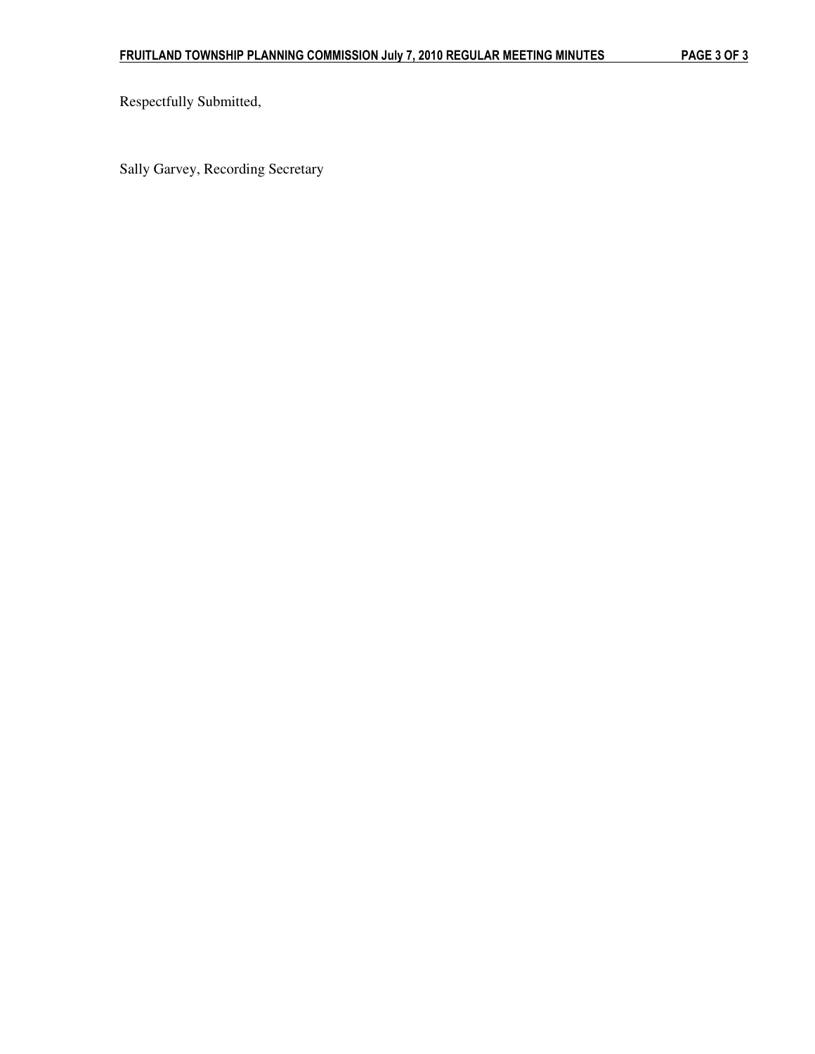Respectfully Submitted,

Sally Garvey, Recording Secretary